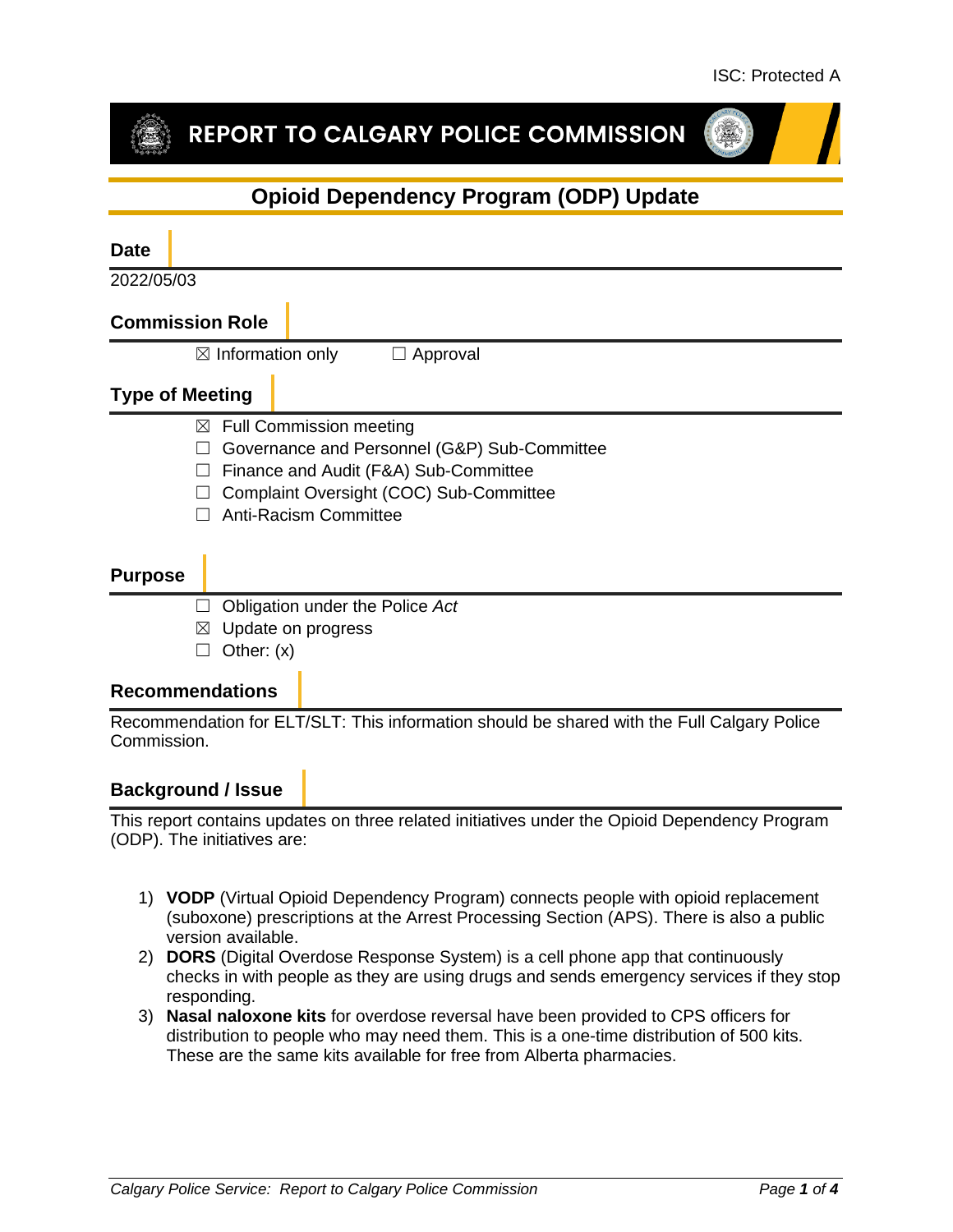ISC: Protected A

# REPORT TO CALGARY POLICE COMMISSION

## Opioid Dependency Program (ODP) Update

### Date

2022/05/03

### Commission Role

☒ Information only ☐ Approval

### Type of Meeting

- ☒ Full Commission meeting
- ☐ Governance and Personnel (G&P) Sub-Committee
- ☐ Finance and Audit (F&A) Sub-Committee
- ☐ Complaint Oversight (COC) Sub-Committee
- ☐ Anti-Racism Committee

### Purpose

- ☐ Obligation under the Police *Act*
- ☒ Update on progress
- ☐ Other: (x)

### Recommendations

Recommendation for ELT/SLT: This information should be shared with the Full Calgary Police Commission.

### Background / Issue

This report contains updates on three related initiatives under the Opioid Dependency Program (ODP). The initiatives are:

1) **VODP** (Virtual Opioid Dependency Program) connects people with opioid replacement (suboxone) prescriptions at the Arrest Processing Section (APS). There is also a public version available.
2) **DORS** (Digital Overdose Response System) is a cell phone app that continuously checks in with people as they are using drugs and sends emergency services if they stop responding.
3) **Nasal naloxone kits** for overdose reversal have been provided to CPS officers for distribution to people who may need them. This is a one-time distribution of 500 kits. These are the same kits available for free from Alberta pharmacies.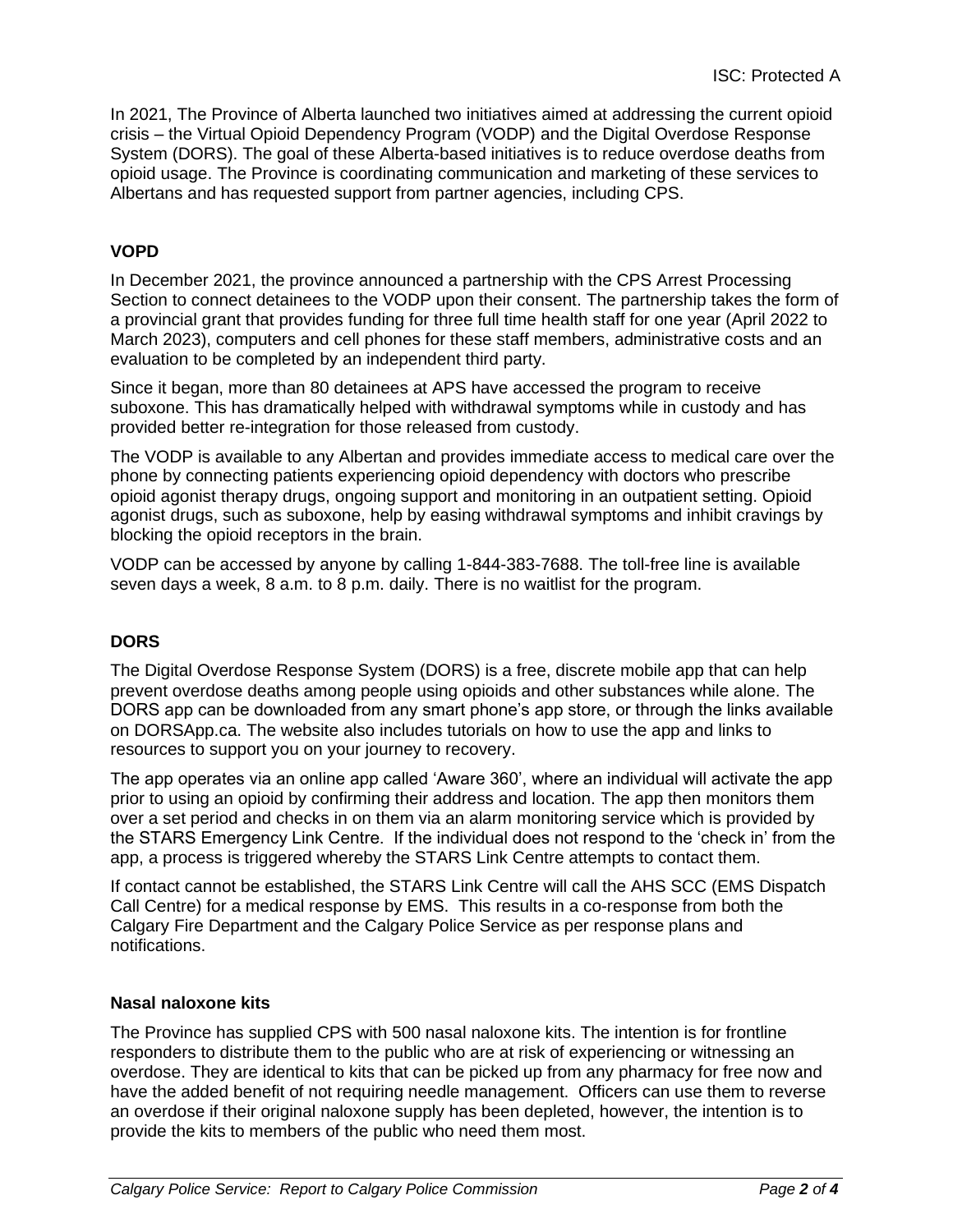In 2021, The Province of Alberta launched two initiatives aimed at addressing the current opioid crisis – the Virtual Opioid Dependency Program (VODP) and the Digital Overdose Response System (DORS). The goal of these Alberta-based initiatives is to reduce overdose deaths from opioid usage. The Province is coordinating communication and marketing of these services to Albertans and has requested support from partner agencies, including CPS.

## VOPD

In December 2021, the province announced a partnership with the CPS Arrest Processing Section to connect detainees to the VODP upon their consent. The partnership takes the form of a provincial grant that provides funding for three full time health staff for one year (April 2022 to March 2023), computers and cell phones for these staff members, administrative costs and an evaluation to be completed by an independent third party.

Since it began, more than 80 detainees at APS have accessed the program to receive suboxone. This has dramatically helped with withdrawal symptoms while in custody and has provided better re-integration for those released from custody.

The VODP is available to any Albertan and provides immediate access to medical care over the phone by connecting patients experiencing opioid dependency with doctors who prescribe opioid agonist therapy drugs, ongoing support and monitoring in an outpatient setting. Opioid agonist drugs, such as suboxone, help by easing withdrawal symptoms and inhibit cravings by blocking the opioid receptors in the brain.

VODP can be accessed by anyone by calling 1-844-383-7688. The toll-free line is available seven days a week, 8 a.m. to 8 p.m. daily. There is no waitlist for the program.

## DORS

The Digital Overdose Response System (DORS) is a free, discrete mobile app that can help prevent overdose deaths among people using opioids and other substances while alone. The DORS app can be downloaded from any smart phone's app store, or through the links available on DORSApp.ca. The website also includes tutorials on how to use the app and links to resources to support you on your journey to recovery.

The app operates via an online app called 'Aware 360', where an individual will activate the app prior to using an opioid by confirming their address and location. The app then monitors them over a set period and checks in on them via an alarm monitoring service which is provided by the STARS Emergency Link Centre. If the individual does not respond to the 'check in' from the app, a process is triggered whereby the STARS Link Centre attempts to contact them.

If contact cannot be established, the STARS Link Centre will call the AHS SCC (EMS Dispatch Call Centre) for a medical response by EMS. This results in a co-response from both the Calgary Fire Department and the Calgary Police Service as per response plans and notifications.

## Nasal naloxone kits

The Province has supplied CPS with 500 nasal naloxone kits. The intention is for frontline responders to distribute them to the public who are at risk of experiencing or witnessing an overdose. They are identical to kits that can be picked up from any pharmacy for free now and have the added benefit of not requiring needle management. Officers can use them to reverse an overdose if their original naloxone supply has been depleted, however, the intention is to provide the kits to members of the public who need them most.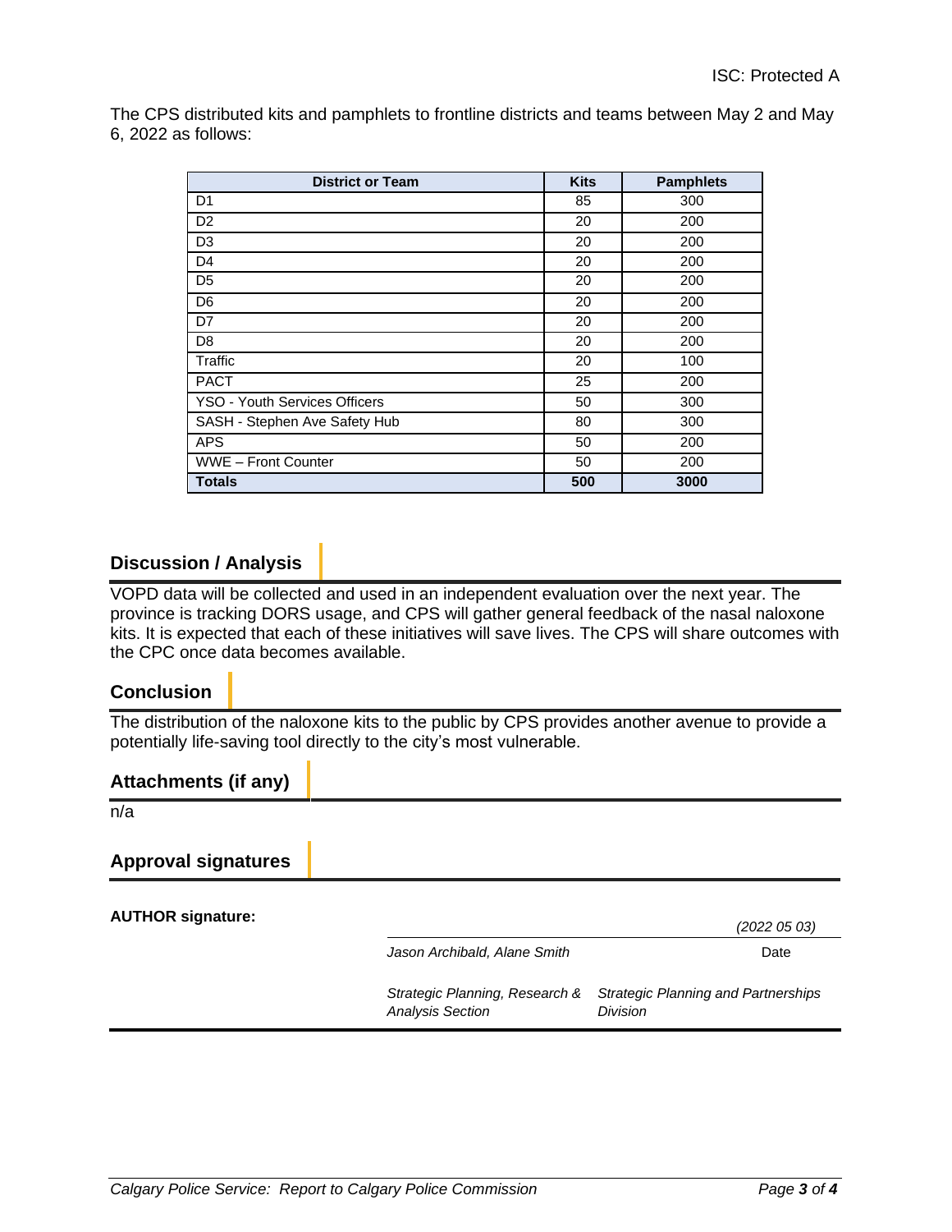ISC: Protected A

The CPS distributed kits and pamphlets to frontline districts and teams between May 2 and May 6, 2022 as follows:

| District or Team | Kits | Pamphlets |
|---|---|---|
| D1 | 85 | 300 |
| D2 | 20 | 200 |
| D3 | 20 | 200 |
| D4 | 20 | 200 |
| D5 | 20 | 200 |
| D6 | 20 | 200 |
| D7 | 20 | 200 |
| D8 | 20 | 200 |
| Traffic | 20 | 100 |
| PACT | 25 | 200 |
| YSO - Youth Services Officers | 50 | 300 |
| SASH - Stephen Ave Safety Hub | 80 | 300 |
| APS | 50 | 200 |
| WWE – Front Counter | 50 | 200 |
| **Totals** | **500** | **3000** |

## Discussion / Analysis

VOPD data will be collected and used in an independent evaluation over the next year. The province is tracking DORS usage, and CPS will gather general feedback of the nasal naloxone kits. It is expected that each of these initiatives will save lives. The CPS will share outcomes with the CPC once data becomes available.

## Conclusion

The distribution of the naloxone kits to the public by CPS provides another avenue to provide a potentially life-saving tool directly to the city's most vulnerable.

## Attachments (if any)

n/a

## Approval signatures

**AUTHOR signature:**

*(2022 05 03)*

*Jason Archibald, Alane Smith* — Date

*Strategic Planning, Research & Analysis Section* — *Strategic Planning and Partnerships Division*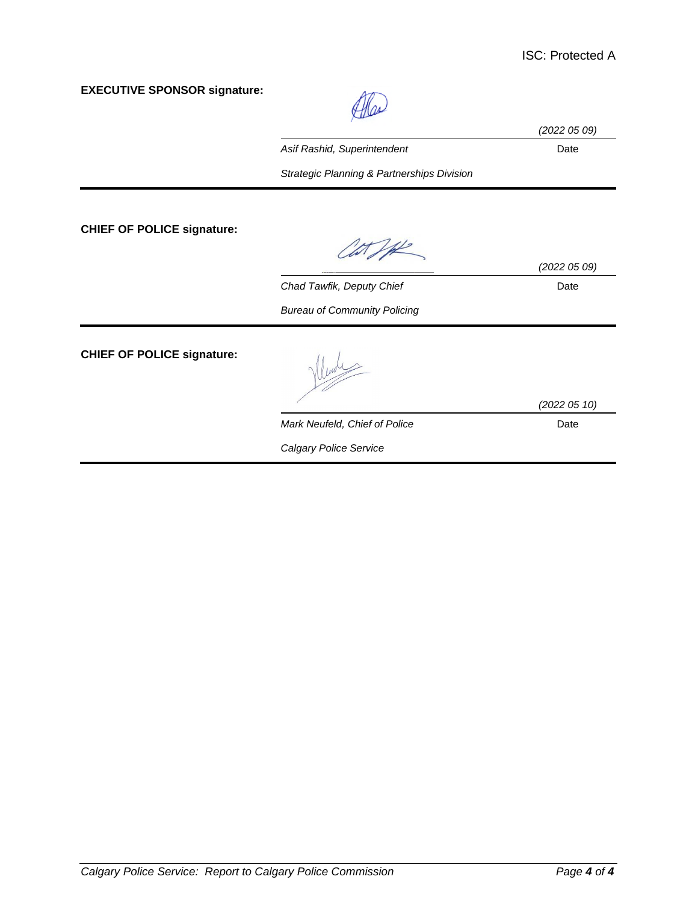ISC: Protected A

**EXECUTIVE SPONSOR signature:**

| | | |
|---|---|---|
| | | *(2022 05 09)* |
| | *Asif Rashid, Superintendent* | Date |
| | *Strategic Planning & Partnerships Division* | |

---

**CHIEF OF POLICE signature:**

| | | |
|---|---|---|
| | | *(2022 05 09)* |
| | *Chad Tawfik, Deputy Chief* | Date |
| | *Bureau of Community Policing* | |

---

**CHIEF OF POLICE signature:**

| | | |
|---|---|---|
| | | *(2022 05 10)* |
| | *Mark Neufeld, Chief of Police* | Date |
| | *Calgary Police Service* | |

---